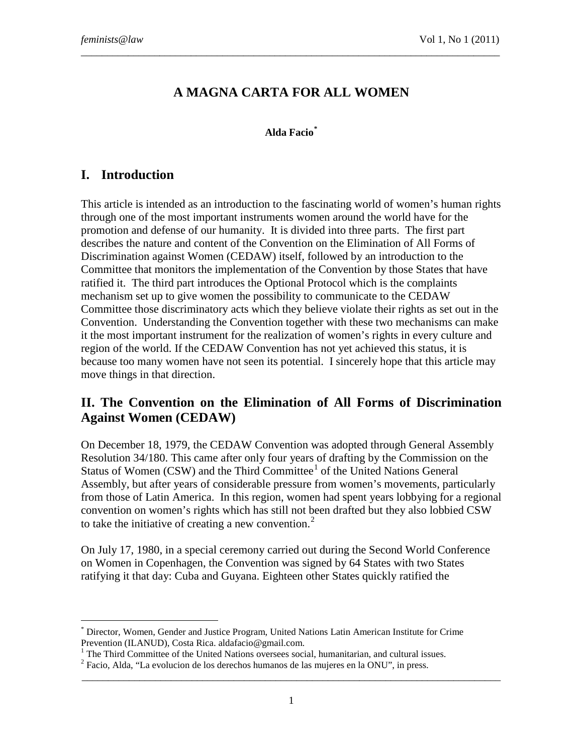# A MAGNA CARTA FOR ALL WOMEN

**Alda Facio**[*]

## I. Introduction

This article is intended as an introduction to the fascinating world of women's human rights through one of the most important instruments women around the world have for the promotion and defense of our humanity. It is divided into three parts. The first part describes the nature and content of the Convention on the Elimination of All Forms of Discrimination against Women (CEDAW) itself, followed by an introduction to the Committee that monitors the implementation of the Convention by those States that have ratified it. The third part introduces the Optional Protocol which is the complaints mechanism set up to give women the possibility to communicate to the CEDAW Committee those discriminatory acts which they believe violate their rights as set out in the Convention. Understanding the Convention together with these two mechanisms can make it the most important instrument for the realization of women's rights in every culture and region of the world. If the CEDAW Convention has not yet achieved this status, it is because too many women have not seen its potential. I sincerely hope that this article may move things in that direction.

## II. The Convention on the Elimination of All Forms of Discrimination Against Women (CEDAW)

On December 18, 1979, the CEDAW Convention was adopted through General Assembly Resolution 34/180. This came after only four years of drafting by the Commission on the Status of Women (CSW) and the Third Committee[1] of the United Nations General Assembly, but after years of considerable pressure from women's movements, particularly from those of Latin America. In this region, women had spent years lobbying for a regional convention on women's rights which has still not been drafted but they also lobbied CSW to take the initiative of creating a new convention.[2]

On July 17, 1980, in a special ceremony carried out during the Second World Conference on Women in Copenhagen, the Convention was signed by 64 States with two States ratifying it that day: Cuba and Guyana. Eighteen other States quickly ratified the

---

[*] Director, Women, Gender and Justice Program, United Nations Latin American Institute for Crime Prevention (ILANUD), Costa Rica. aldafacio@gmail.com.

[1] The Third Committee of the United Nations oversees social, humanitarian, and cultural issues.

[2] Facio, Alda, "La evolucion de los derechos humanos de las mujeres en la ONU", in press.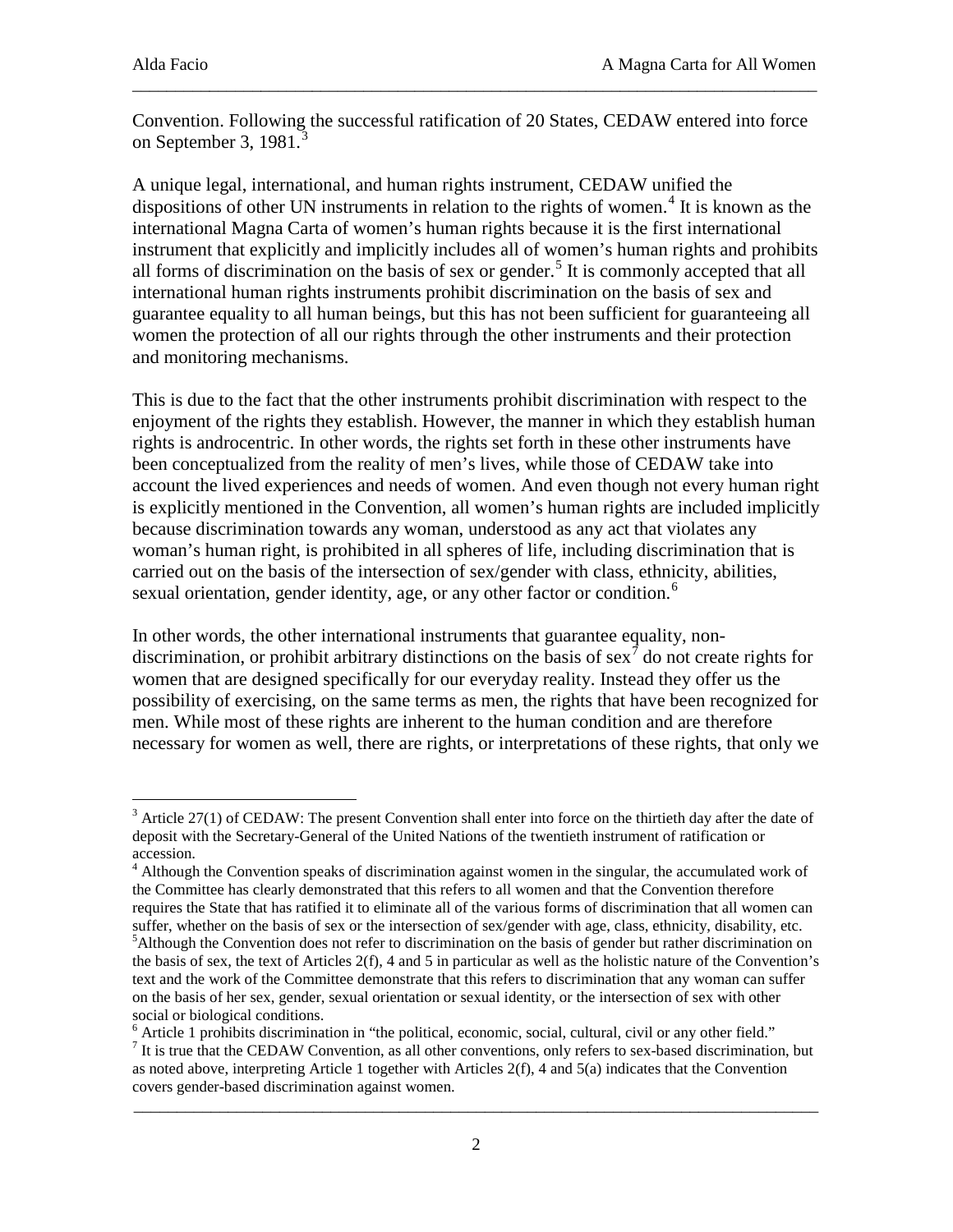Convention. Following the successful ratification of 20 States, CEDAW entered into force on September 3, 1981.[3]

A unique legal, international, and human rights instrument, CEDAW unified the dispositions of other UN instruments in relation to the rights of women.[4] It is known as the international Magna Carta of women's human rights because it is the first international instrument that explicitly and implicitly includes all of women's human rights and prohibits all forms of discrimination on the basis of sex or gender.[5] It is commonly accepted that all international human rights instruments prohibit discrimination on the basis of sex and guarantee equality to all human beings, but this has not been sufficient for guaranteeing all women the protection of all our rights through the other instruments and their protection and monitoring mechanisms.

This is due to the fact that the other instruments prohibit discrimination with respect to the enjoyment of the rights they establish. However, the manner in which they establish human rights is androcentric. In other words, the rights set forth in these other instruments have been conceptualized from the reality of men's lives, while those of CEDAW take into account the lived experiences and needs of women. And even though not every human right is explicitly mentioned in the Convention, all women's human rights are included implicitly because discrimination towards any woman, understood as any act that violates any woman's human right, is prohibited in all spheres of life, including discrimination that is carried out on the basis of the intersection of sex/gender with class, ethnicity, abilities, sexual orientation, gender identity, age, or any other factor or condition.[6]

In other words, the other international instruments that guarantee equality, non-discrimination, or prohibit arbitrary distinctions on the basis of sex[7] do not create rights for women that are designed specifically for our everyday reality. Instead they offer us the possibility of exercising, on the same terms as men, the rights that have been recognized for men. While most of these rights are inherent to the human condition and are therefore necessary for women as well, there are rights, or interpretations of these rights, that only we

---

[3] Article 27(1) of CEDAW: The present Convention shall enter into force on the thirtieth day after the date of deposit with the Secretary-General of the United Nations of the twentieth instrument of ratification or accession.

[4] Although the Convention speaks of discrimination against women in the singular, the accumulated work of the Committee has clearly demonstrated that this refers to all women and that the Convention therefore requires the State that has ratified it to eliminate all of the various forms of discrimination that all women can suffer, whether on the basis of sex or the intersection of sex/gender with age, class, ethnicity, disability, etc.

[5] Although the Convention does not refer to discrimination on the basis of gender but rather discrimination on the basis of sex, the text of Articles 2(f), 4 and 5 in particular as well as the holistic nature of the Convention's text and the work of the Committee demonstrate that this refers to discrimination that any woman can suffer on the basis of her sex, gender, sexual orientation or sexual identity, or the intersection of sex with other social or biological conditions.

[6] Article 1 prohibits discrimination in "the political, economic, social, cultural, civil or any other field."

[7] It is true that the CEDAW Convention, as all other conventions, only refers to sex-based discrimination, but as noted above, interpreting Article 1 together with Articles 2(f), 4 and 5(a) indicates that the Convention covers gender-based discrimination against women.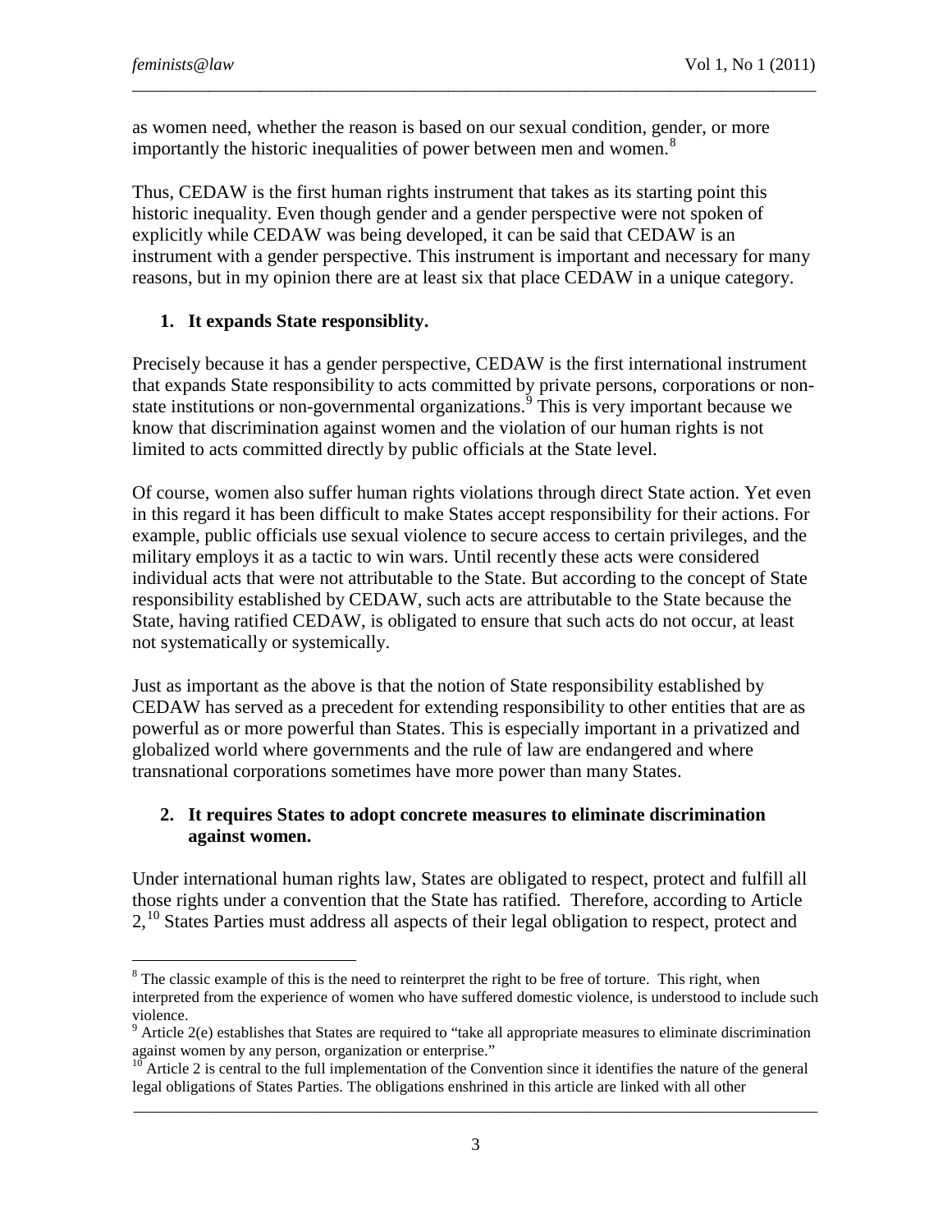as women need, whether the reason is based on our sexual condition, gender, or more importantly the historic inequalities of power between men and women.[8]

Thus, CEDAW is the first human rights instrument that takes as its starting point this historic inequality. Even though gender and a gender perspective were not spoken of explicitly while CEDAW was being developed, it can be said that CEDAW is an instrument with a gender perspective. This instrument is important and necessary for many reasons, but in my opinion there are at least six that place CEDAW in a unique category.

**1. It expands State responsiblity.**

Precisely because it has a gender perspective, CEDAW is the first international instrument that expands State responsibility to acts committed by private persons, corporations or non-state institutions or non-governmental organizations.[9] This is very important because we know that discrimination against women and the violation of our human rights is not limited to acts committed directly by public officials at the State level.

Of course, women also suffer human rights violations through direct State action. Yet even in this regard it has been difficult to make States accept responsibility for their actions. For example, public officials use sexual violence to secure access to certain privileges, and the military employs it as a tactic to win wars. Until recently these acts were considered individual acts that were not attributable to the State. But according to the concept of State responsibility established by CEDAW, such acts are attributable to the State because the State, having ratified CEDAW, is obligated to ensure that such acts do not occur, at least not systematically or systemically.

Just as important as the above is that the notion of State responsibility established by CEDAW has served as a precedent for extending responsibility to other entities that are as powerful as or more powerful than States. This is especially important in a privatized and globalized world where governments and the rule of law are endangered and where transnational corporations sometimes have more power than many States.

**2. It requires States to adopt concrete measures to eliminate discrimination against women.**

Under international human rights law, States are obligated to respect, protect and fulfill all those rights under a convention that the State has ratified. Therefore, according to Article 2,[10] States Parties must address all aspects of their legal obligation to respect, protect and

---

[8] The classic example of this is the need to reinterpret the right to be free of torture. This right, when interpreted from the experience of women who have suffered domestic violence, is understood to include such violence.

[9] Article 2(e) establishes that States are required to "take all appropriate measures to eliminate discrimination against women by any person, organization or enterprise."

[10] Article 2 is central to the full implementation of the Convention since it identifies the nature of the general legal obligations of States Parties. The obligations enshrined in this article are linked with all other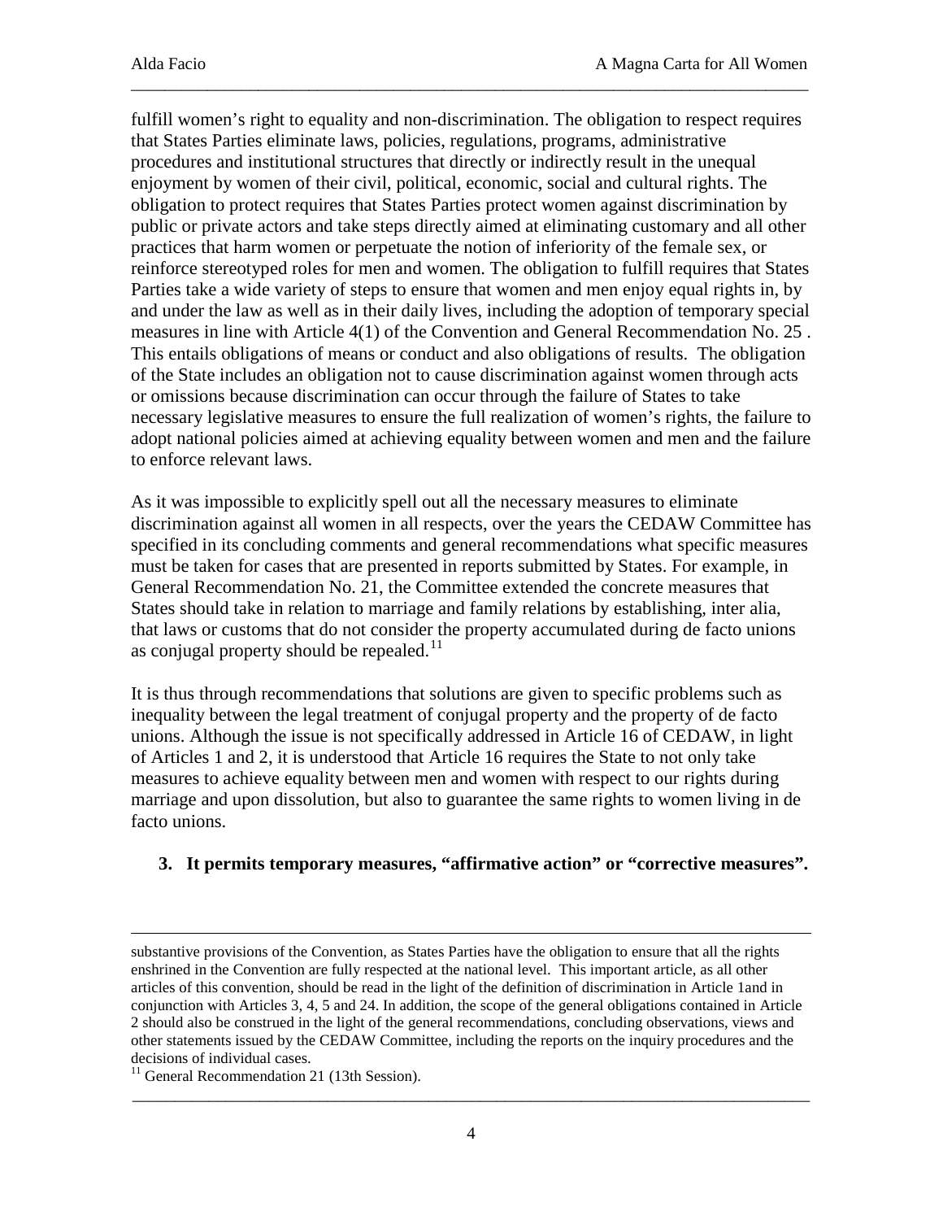fulfill women's right to equality and non-discrimination. The obligation to respect requires that States Parties eliminate laws, policies, regulations, programs, administrative procedures and institutional structures that directly or indirectly result in the unequal enjoyment by women of their civil, political, economic, social and cultural rights. The obligation to protect requires that States Parties protect women against discrimination by public or private actors and take steps directly aimed at eliminating customary and all other practices that harm women or perpetuate the notion of inferiority of the female sex, or reinforce stereotyped roles for men and women. The obligation to fulfill requires that States Parties take a wide variety of steps to ensure that women and men enjoy equal rights in, by and under the law as well as in their daily lives, including the adoption of temporary special measures in line with Article 4(1) of the Convention and General Recommendation No. 25 . This entails obligations of means or conduct and also obligations of results. The obligation of the State includes an obligation not to cause discrimination against women through acts or omissions because discrimination can occur through the failure of States to take necessary legislative measures to ensure the full realization of women's rights, the failure to adopt national policies aimed at achieving equality between women and men and the failure to enforce relevant laws.

As it was impossible to explicitly spell out all the necessary measures to eliminate discrimination against all women in all respects, over the years the CEDAW Committee has specified in its concluding comments and general recommendations what specific measures must be taken for cases that are presented in reports submitted by States. For example, in General Recommendation No. 21, the Committee extended the concrete measures that States should take in relation to marriage and family relations by establishing, inter alia, that laws or customs that do not consider the property accumulated during de facto unions as conjugal property should be repealed.[11]

It is thus through recommendations that solutions are given to specific problems such as inequality between the legal treatment of conjugal property and the property of de facto unions. Although the issue is not specifically addressed in Article 16 of CEDAW, in light of Articles 1 and 2, it is understood that Article 16 requires the State to not only take measures to achieve equality between men and women with respect to our rights during marriage and upon dissolution, but also to guarantee the same rights to women living in de facto unions.

**3. It permits temporary measures, "affirmative action" or "corrective measures".**

---

substantive provisions of the Convention, as States Parties have the obligation to ensure that all the rights enshrined in the Convention are fully respected at the national level. This important article, as all other articles of this convention, should be read in the light of the definition of discrimination in Article 1and in conjunction with Articles 3, 4, 5 and 24. In addition, the scope of the general obligations contained in Article 2 should also be construed in the light of the general recommendations, concluding observations, views and other statements issued by the CEDAW Committee, including the reports on the inquiry procedures and the decisions of individual cases.

[11] General Recommendation 21 (13th Session).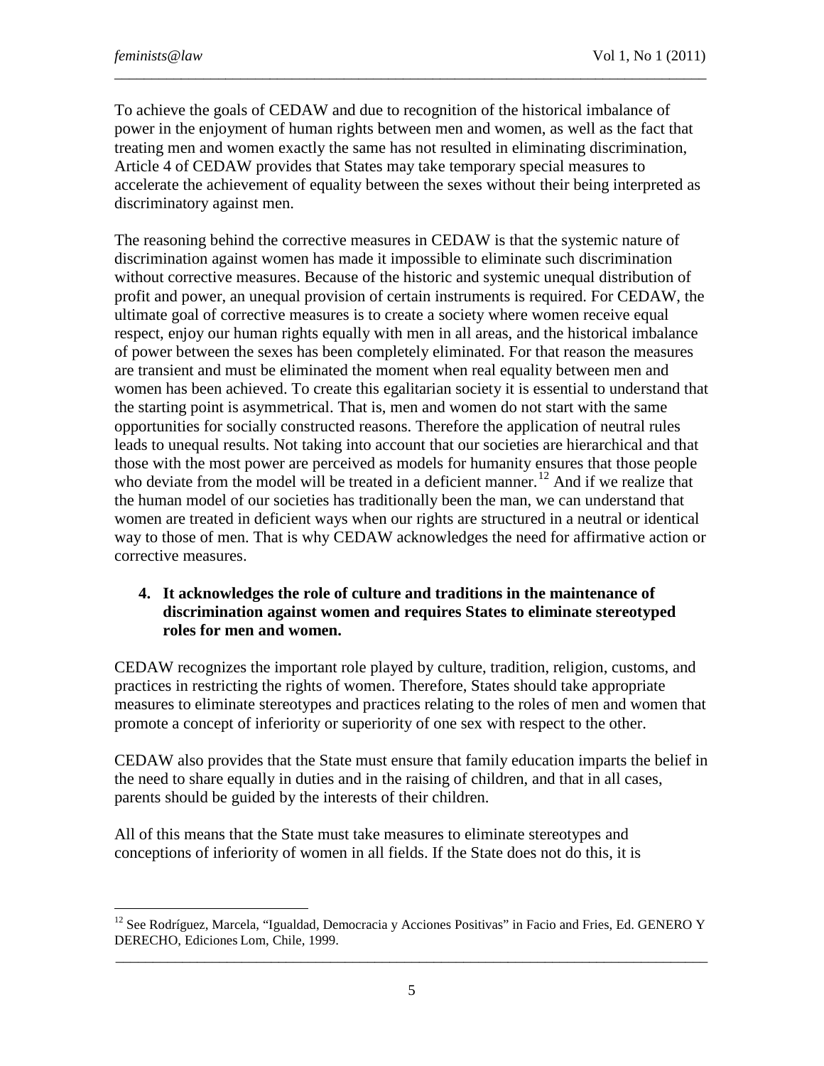To achieve the goals of CEDAW and due to recognition of the historical imbalance of power in the enjoyment of human rights between men and women, as well as the fact that treating men and women exactly the same has not resulted in eliminating discrimination, Article 4 of CEDAW provides that States may take temporary special measures to accelerate the achievement of equality between the sexes without their being interpreted as discriminatory against men.

The reasoning behind the corrective measures in CEDAW is that the systemic nature of discrimination against women has made it impossible to eliminate such discrimination without corrective measures. Because of the historic and systemic unequal distribution of profit and power, an unequal provision of certain instruments is required. For CEDAW, the ultimate goal of corrective measures is to create a society where women receive equal respect, enjoy our human rights equally with men in all areas, and the historical imbalance of power between the sexes has been completely eliminated. For that reason the measures are transient and must be eliminated the moment when real equality between men and women has been achieved. To create this egalitarian society it is essential to understand that the starting point is asymmetrical. That is, men and women do not start with the same opportunities for socially constructed reasons. Therefore the application of neutral rules leads to unequal results. Not taking into account that our societies are hierarchical and that those with the most power are perceived as models for humanity ensures that those people who deviate from the model will be treated in a deficient manner.[12] And if we realize that the human model of our societies has traditionally been the man, we can understand that women are treated in deficient ways when our rights are structured in a neutral or identical way to those of men. That is why CEDAW acknowledges the need for affirmative action or corrective measures.

4. **It acknowledges the role of culture and traditions in the maintenance of discrimination against women and requires States to eliminate stereotyped roles for men and women.**

CEDAW recognizes the important role played by culture, tradition, religion, customs, and practices in restricting the rights of women. Therefore, States should take appropriate measures to eliminate stereotypes and practices relating to the roles of men and women that promote a concept of inferiority or superiority of one sex with respect to the other.

CEDAW also provides that the State must ensure that family education imparts the belief in the need to share equally in duties and in the raising of children, and that in all cases, parents should be guided by the interests of their children.

All of this means that the State must take measures to eliminate stereotypes and conceptions of inferiority of women in all fields. If the State does not do this, it is

[12] See Rodríguez, Marcela, "Igualdad, Democracia y Acciones Positivas" in Facio and Fries, Ed. GENERO Y DERECHO, Ediciones Lom, Chile, 1999.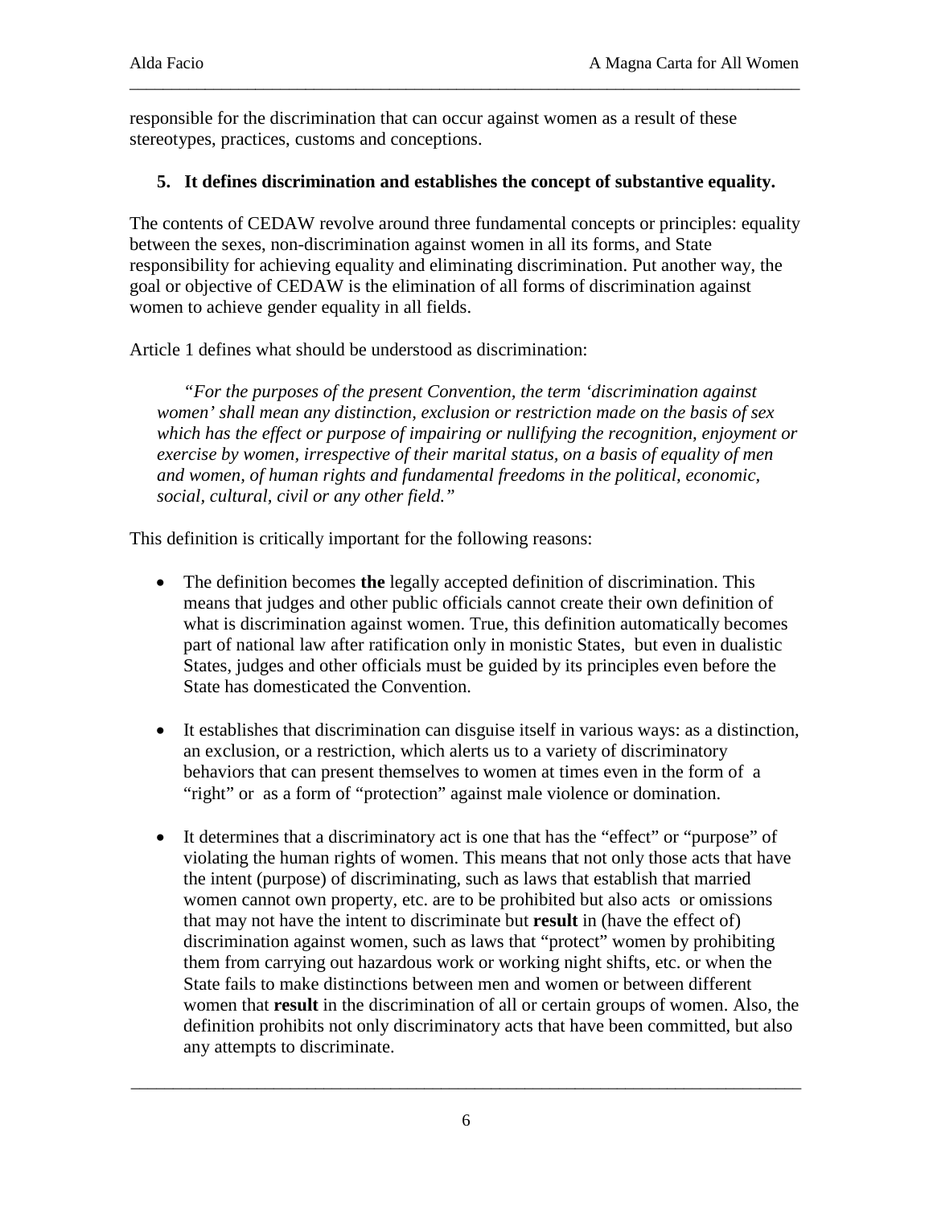responsible for the discrimination that can occur against women as a result of these stereotypes, practices, customs and conceptions.

### 5. It defines discrimination and establishes the concept of substantive equality.

The contents of CEDAW revolve around three fundamental concepts or principles: equality between the sexes, non-discrimination against women in all its forms, and State responsibility for achieving equality and eliminating discrimination. Put another way, the goal or objective of CEDAW is the elimination of all forms of discrimination against women to achieve gender equality in all fields.

Article 1 defines what should be understood as discrimination:

> *"For the purposes of the present Convention, the term 'discrimination against women' shall mean any distinction, exclusion or restriction made on the basis of sex which has the effect or purpose of impairing or nullifying the recognition, enjoyment or exercise by women, irrespective of their marital status, on a basis of equality of men and women, of human rights and fundamental freedoms in the political, economic, social, cultural, civil or any other field."*

This definition is critically important for the following reasons:

- The definition becomes **the** legally accepted definition of discrimination. This means that judges and other public officials cannot create their own definition of what is discrimination against women. True, this definition automatically becomes part of national law after ratification only in monistic States, but even in dualistic States, judges and other officials must be guided by its principles even before the State has domesticated the Convention.

- It establishes that discrimination can disguise itself in various ways: as a distinction, an exclusion, or a restriction, which alerts us to a variety of discriminatory behaviors that can present themselves to women at times even in the form of a "right" or as a form of "protection" against male violence or domination.

- It determines that a discriminatory act is one that has the "effect" or "purpose" of violating the human rights of women. This means that not only those acts that have the intent (purpose) of discriminating, such as laws that establish that married women cannot own property, etc. are to be prohibited but also acts or omissions that may not have the intent to discriminate but **result** in (have the effect of) discrimination against women, such as laws that "protect" women by prohibiting them from carrying out hazardous work or working night shifts, etc. or when the State fails to make distinctions between men and women or between different women that **result** in the discrimination of all or certain groups of women. Also, the definition prohibits not only discriminatory acts that have been committed, but also any attempts to discriminate.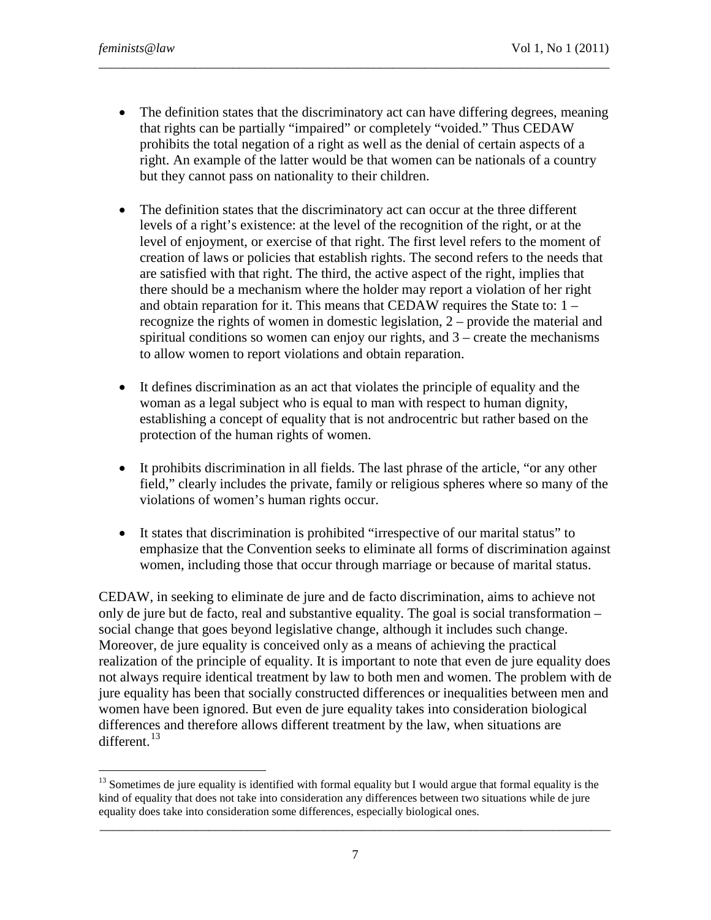- The definition states that the discriminatory act can have differing degrees, meaning that rights can be partially "impaired" or completely "voided." Thus CEDAW prohibits the total negation of a right as well as the denial of certain aspects of a right. An example of the latter would be that women can be nationals of a country but they cannot pass on nationality to their children.

- The definition states that the discriminatory act can occur at the three different levels of a right's existence: at the level of the recognition of the right, or at the level of enjoyment, or exercise of that right. The first level refers to the moment of creation of laws or policies that establish rights. The second refers to the needs that are satisfied with that right. The third, the active aspect of the right, implies that there should be a mechanism where the holder may report a violation of her right and obtain reparation for it. This means that CEDAW requires the State to: 1 – recognize the rights of women in domestic legislation, 2 – provide the material and spiritual conditions so women can enjoy our rights, and 3 – create the mechanisms to allow women to report violations and obtain reparation.

- It defines discrimination as an act that violates the principle of equality and the woman as a legal subject who is equal to man with respect to human dignity, establishing a concept of equality that is not androcentric but rather based on the protection of the human rights of women.

- It prohibits discrimination in all fields. The last phrase of the article, "or any other field," clearly includes the private, family or religious spheres where so many of the violations of women's human rights occur.

- It states that discrimination is prohibited "irrespective of our marital status" to emphasize that the Convention seeks to eliminate all forms of discrimination against women, including those that occur through marriage or because of marital status.

CEDAW, in seeking to eliminate de jure and de facto discrimination, aims to achieve not only de jure but de facto, real and substantive equality. The goal is social transformation – social change that goes beyond legislative change, although it includes such change. Moreover, de jure equality is conceived only as a means of achieving the practical realization of the principle of equality. It is important to note that even de jure equality does not always require identical treatment by law to both men and women. The problem with de jure equality has been that socially constructed differences or inequalities between men and women have been ignored. But even de jure equality takes into consideration biological differences and therefore allows different treatment by the law, when situations are different.[13]

[13] Sometimes de jure equality is identified with formal equality but I would argue that formal equality is the kind of equality that does not take into consideration any differences between two situations while de jure equality does take into consideration some differences, especially biological ones.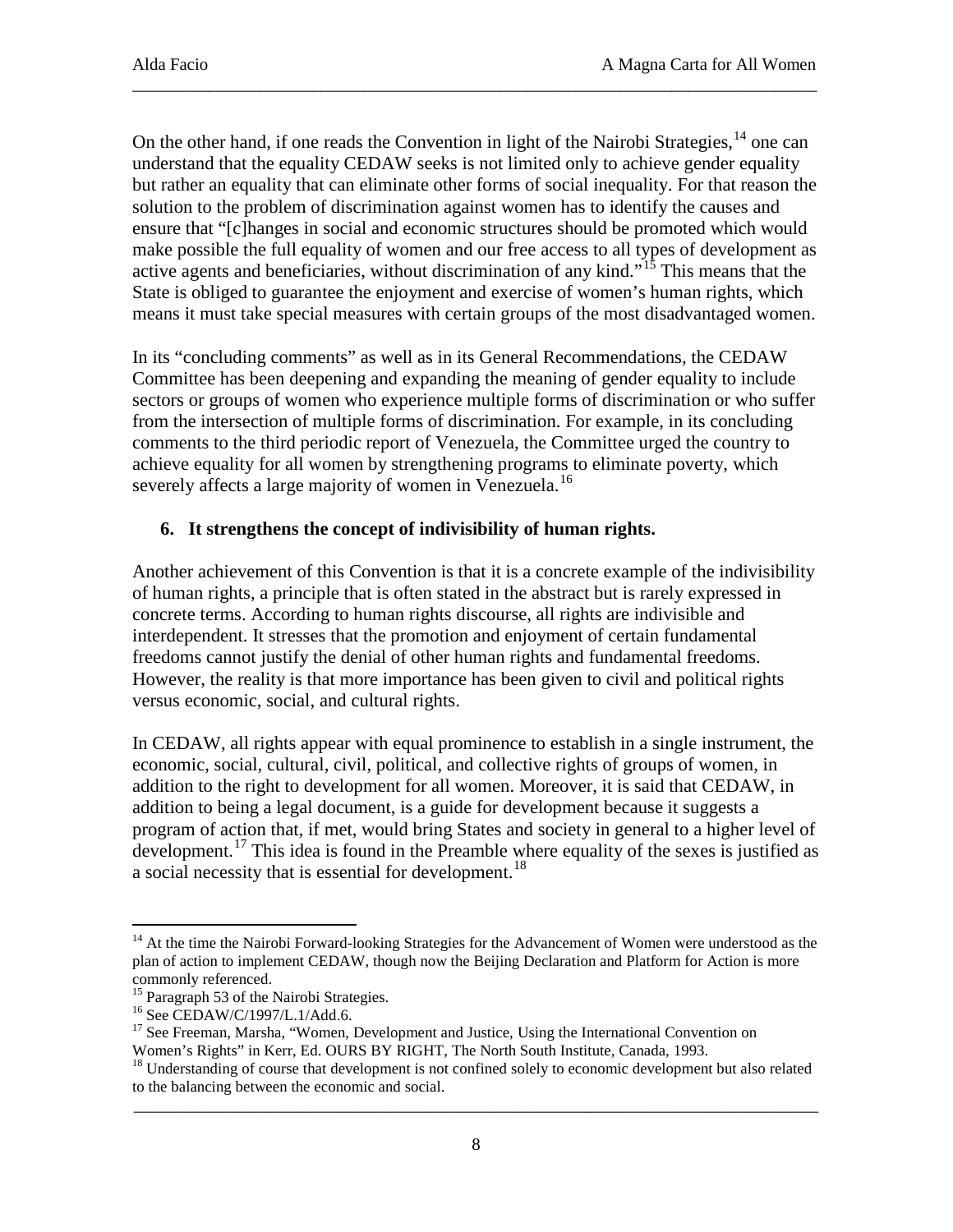On the other hand, if one reads the Convention in light of the Nairobi Strategies,[14] one can understand that the equality CEDAW seeks is not limited only to achieve gender equality but rather an equality that can eliminate other forms of social inequality. For that reason the solution to the problem of discrimination against women has to identify the causes and ensure that "[c]hanges in social and economic structures should be promoted which would make possible the full equality of women and our free access to all types of development as active agents and beneficiaries, without discrimination of any kind."[15] This means that the State is obliged to guarantee the enjoyment and exercise of women's human rights, which means it must take special measures with certain groups of the most disadvantaged women.

In its "concluding comments" as well as in its General Recommendations, the CEDAW Committee has been deepening and expanding the meaning of gender equality to include sectors or groups of women who experience multiple forms of discrimination or who suffer from the intersection of multiple forms of discrimination. For example, in its concluding comments to the third periodic report of Venezuela, the Committee urged the country to achieve equality for all women by strengthening programs to eliminate poverty, which severely affects a large majority of women in Venezuela.[16]

**6. It strengthens the concept of indivisibility of human rights.**

Another achievement of this Convention is that it is a concrete example of the indivisibility of human rights, a principle that is often stated in the abstract but is rarely expressed in concrete terms. According to human rights discourse, all rights are indivisible and interdependent. It stresses that the promotion and enjoyment of certain fundamental freedoms cannot justify the denial of other human rights and fundamental freedoms. However, the reality is that more importance has been given to civil and political rights versus economic, social, and cultural rights.

In CEDAW, all rights appear with equal prominence to establish in a single instrument, the economic, social, cultural, civil, political, and collective rights of groups of women, in addition to the right to development for all women. Moreover, it is said that CEDAW, in addition to being a legal document, is a guide for development because it suggests a program of action that, if met, would bring States and society in general to a higher level of development.[17] This idea is found in the Preamble where equality of the sexes is justified as a social necessity that is essential for development.[18]

---

[14] At the time the Nairobi Forward-looking Strategies for the Advancement of Women were understood as the plan of action to implement CEDAW, though now the Beijing Declaration and Platform for Action is more commonly referenced.

[15] Paragraph 53 of the Nairobi Strategies.

[16] See CEDAW/C/1997/L.1/Add.6.

[17] See Freeman, Marsha, "Women, Development and Justice, Using the International Convention on Women's Rights" in Kerr, Ed. OURS BY RIGHT, The North South Institute, Canada, 1993.

[18] Understanding of course that development is not confined solely to economic development but also related to the balancing between the economic and social.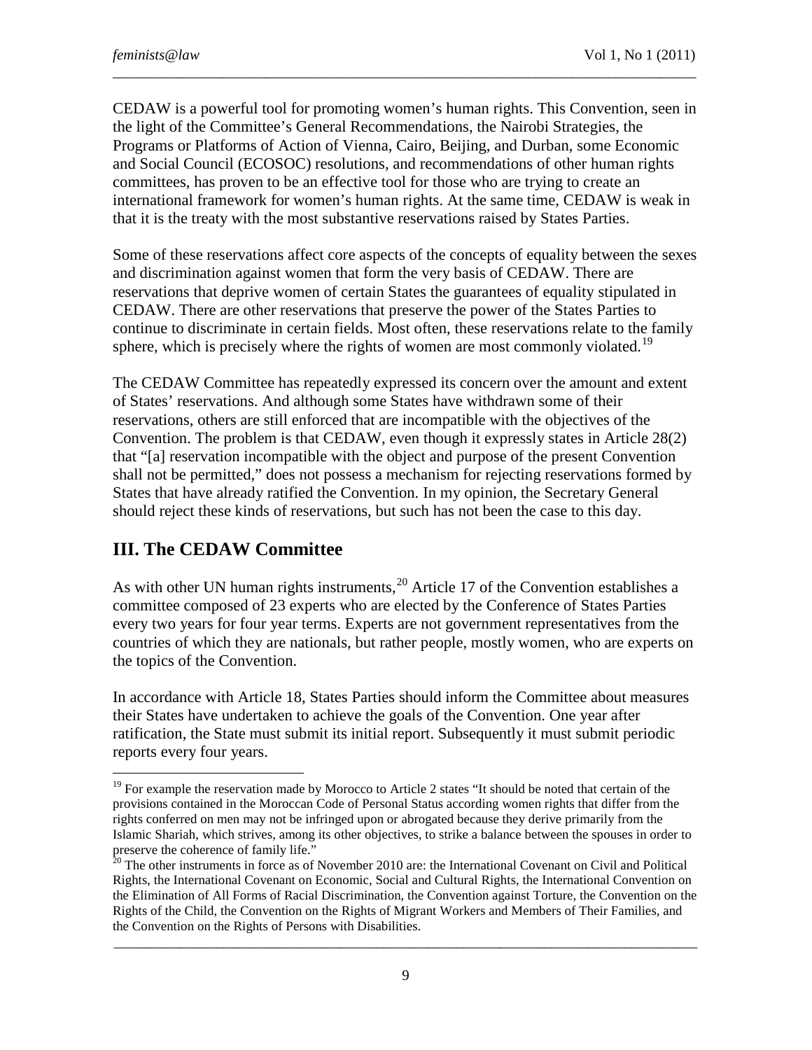CEDAW is a powerful tool for promoting women's human rights. This Convention, seen in the light of the Committee's General Recommendations, the Nairobi Strategies, the Programs or Platforms of Action of Vienna, Cairo, Beijing, and Durban, some Economic and Social Council (ECOSOC) resolutions, and recommendations of other human rights committees, has proven to be an effective tool for those who are trying to create an international framework for women's human rights. At the same time, CEDAW is weak in that it is the treaty with the most substantive reservations raised by States Parties.

Some of these reservations affect core aspects of the concepts of equality between the sexes and discrimination against women that form the very basis of CEDAW. There are reservations that deprive women of certain States the guarantees of equality stipulated in CEDAW. There are other reservations that preserve the power of the States Parties to continue to discriminate in certain fields. Most often, these reservations relate to the family sphere, which is precisely where the rights of women are most commonly violated.[19]

The CEDAW Committee has repeatedly expressed its concern over the amount and extent of States' reservations. And although some States have withdrawn some of their reservations, others are still enforced that are incompatible with the objectives of the Convention. The problem is that CEDAW, even though it expressly states in Article 28(2) that "[a] reservation incompatible with the object and purpose of the present Convention shall not be permitted," does not possess a mechanism for rejecting reservations formed by States that have already ratified the Convention. In my opinion, the Secretary General should reject these kinds of reservations, but such has not been the case to this day.

## III. The CEDAW Committee

As with other UN human rights instruments,[20] Article 17 of the Convention establishes a committee composed of 23 experts who are elected by the Conference of States Parties every two years for four year terms. Experts are not government representatives from the countries of which they are nationals, but rather people, mostly women, who are experts on the topics of the Convention.

In accordance with Article 18, States Parties should inform the Committee about measures their States have undertaken to achieve the goals of the Convention. One year after ratification, the State must submit its initial report. Subsequently it must submit periodic reports every four years.

---

[19] For example the reservation made by Morocco to Article 2 states "It should be noted that certain of the provisions contained in the Moroccan Code of Personal Status according women rights that differ from the rights conferred on men may not be infringed upon or abrogated because they derive primarily from the Islamic Shariah, which strives, among its other objectives, to strike a balance between the spouses in order to preserve the coherence of family life."

[20] The other instruments in force as of November 2010 are: the International Covenant on Civil and Political Rights, the International Covenant on Economic, Social and Cultural Rights, the International Convention on the Elimination of All Forms of Racial Discrimination, the Convention against Torture, the Convention on the Rights of the Child, the Convention on the Rights of Migrant Workers and Members of Their Families, and the Convention on the Rights of Persons with Disabilities.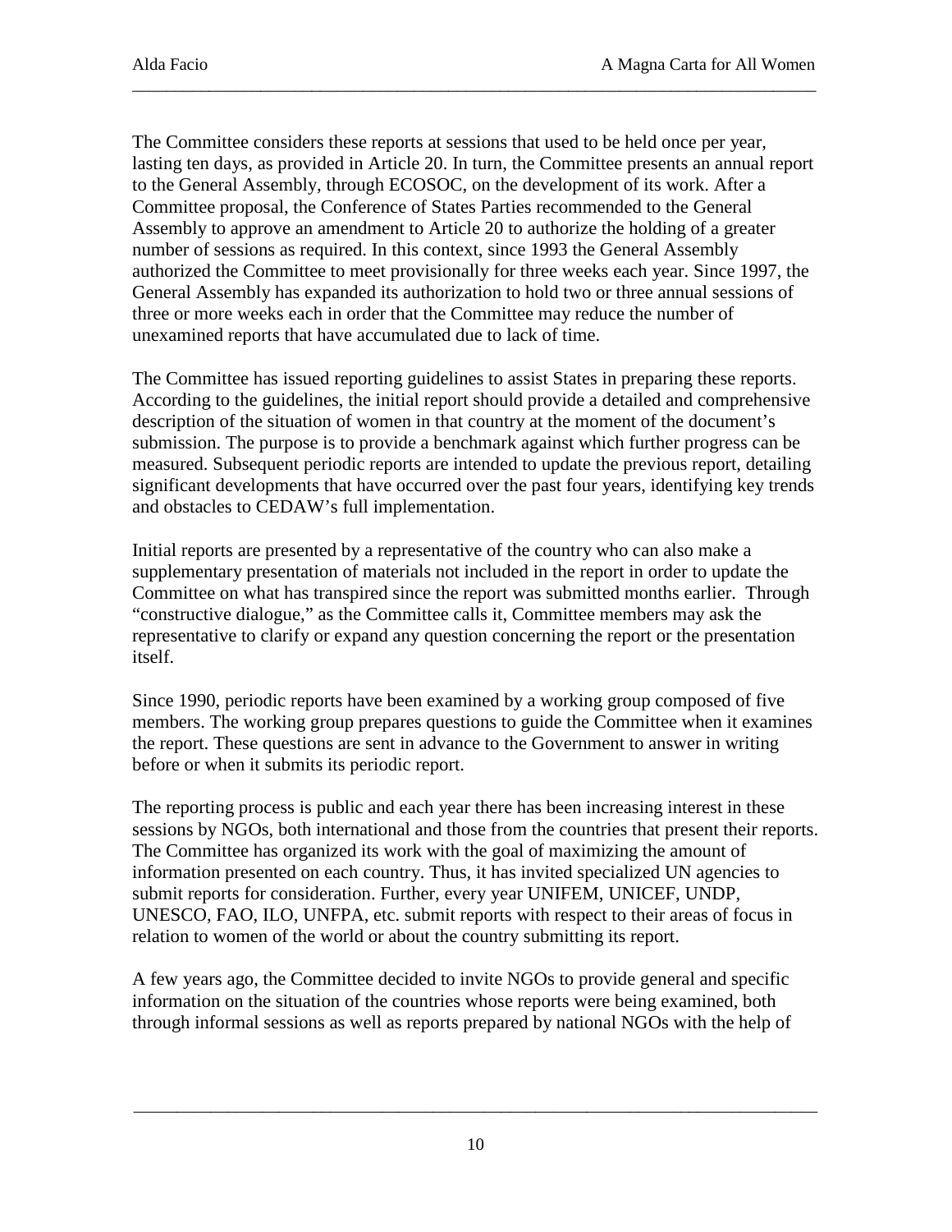The Committee considers these reports at sessions that used to be held once per year, lasting ten days, as provided in Article 20. In turn, the Committee presents an annual report to the General Assembly, through ECOSOC, on the development of its work. After a Committee proposal, the Conference of States Parties recommended to the General Assembly to approve an amendment to Article 20 to authorize the holding of a greater number of sessions as required. In this context, since 1993 the General Assembly authorized the Committee to meet provisionally for three weeks each year. Since 1997, the General Assembly has expanded its authorization to hold two or three annual sessions of three or more weeks each in order that the Committee may reduce the number of unexamined reports that have accumulated due to lack of time.

The Committee has issued reporting guidelines to assist States in preparing these reports. According to the guidelines, the initial report should provide a detailed and comprehensive description of the situation of women in that country at the moment of the document's submission. The purpose is to provide a benchmark against which further progress can be measured. Subsequent periodic reports are intended to update the previous report, detailing significant developments that have occurred over the past four years, identifying key trends and obstacles to CEDAW's full implementation.

Initial reports are presented by a representative of the country who can also make a supplementary presentation of materials not included in the report in order to update the Committee on what has transpired since the report was submitted months earlier. Through "constructive dialogue," as the Committee calls it, Committee members may ask the representative to clarify or expand any question concerning the report or the presentation itself.

Since 1990, periodic reports have been examined by a working group composed of five members. The working group prepares questions to guide the Committee when it examines the report. These questions are sent in advance to the Government to answer in writing before or when it submits its periodic report.

The reporting process is public and each year there has been increasing interest in these sessions by NGOs, both international and those from the countries that present their reports. The Committee has organized its work with the goal of maximizing the amount of information presented on each country. Thus, it has invited specialized UN agencies to submit reports for consideration. Further, every year UNIFEM, UNICEF, UNDP, UNESCO, FAO, ILO, UNFPA, etc. submit reports with respect to their areas of focus in relation to women of the world or about the country submitting its report.

A few years ago, the Committee decided to invite NGOs to provide general and specific information on the situation of the countries whose reports were being examined, both through informal sessions as well as reports prepared by national NGOs with the help of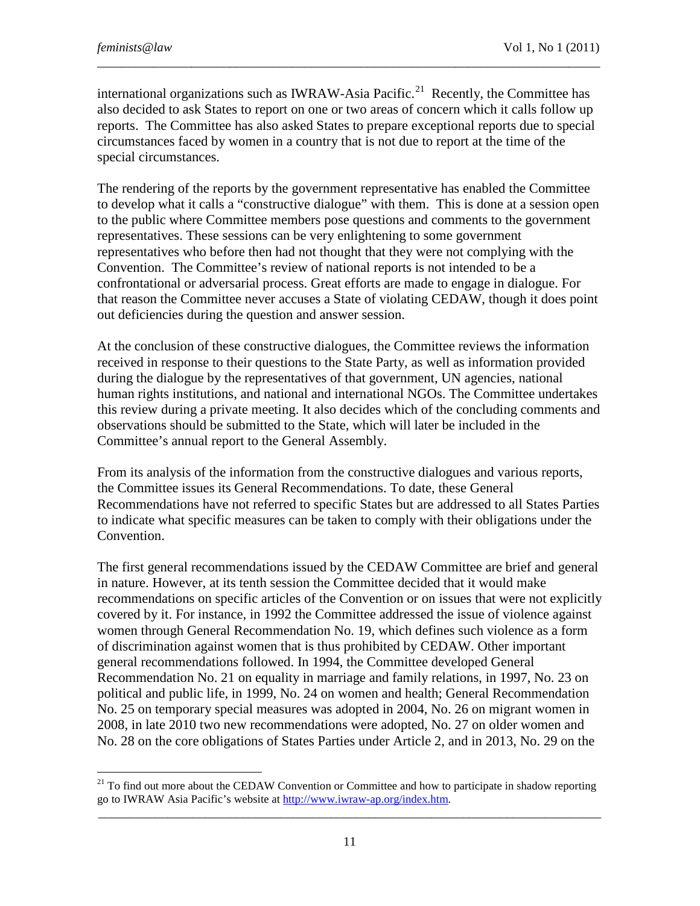international organizations such as IWRAW-Asia Pacific.[21] Recently, the Committee has also decided to ask States to report on one or two areas of concern which it calls follow up reports. The Committee has also asked States to prepare exceptional reports due to special circumstances faced by women in a country that is not due to report at the time of the special circumstances.

The rendering of the reports by the government representative has enabled the Committee to develop what it calls a "constructive dialogue" with them. This is done at a session open to the public where Committee members pose questions and comments to the government representatives. These sessions can be very enlightening to some government representatives who before then had not thought that they were not complying with the Convention. The Committee's review of national reports is not intended to be a confrontational or adversarial process. Great efforts are made to engage in dialogue. For that reason the Committee never accuses a State of violating CEDAW, though it does point out deficiencies during the question and answer session.

At the conclusion of these constructive dialogues, the Committee reviews the information received in response to their questions to the State Party, as well as information provided during the dialogue by the representatives of that government, UN agencies, national human rights institutions, and national and international NGOs. The Committee undertakes this review during a private meeting. It also decides which of the concluding comments and observations should be submitted to the State, which will later be included in the Committee's annual report to the General Assembly.

From its analysis of the information from the constructive dialogues and various reports, the Committee issues its General Recommendations. To date, these General Recommendations have not referred to specific States but are addressed to all States Parties to indicate what specific measures can be taken to comply with their obligations under the Convention.

The first general recommendations issued by the CEDAW Committee are brief and general in nature. However, at its tenth session the Committee decided that it would make recommendations on specific articles of the Convention or on issues that were not explicitly covered by it. For instance, in 1992 the Committee addressed the issue of violence against women through General Recommendation No. 19, which defines such violence as a form of discrimination against women that is thus prohibited by CEDAW. Other important general recommendations followed. In 1994, the Committee developed General Recommendation No. 21 on equality in marriage and family relations, in 1997, No. 23 on political and public life, in 1999, No. 24 on women and health; General Recommendation No. 25 on temporary special measures was adopted in 2004, No. 26 on migrant women in 2008, in late 2010 two new recommendations were adopted, No. 27 on older women and No. 28 on the core obligations of States Parties under Article 2, and in 2013, No. 29 on the

[21] To find out more about the CEDAW Convention or Committee and how to participate in shadow reporting go to IWRAW Asia Pacific's website at http://www.iwraw-ap.org/index.htm.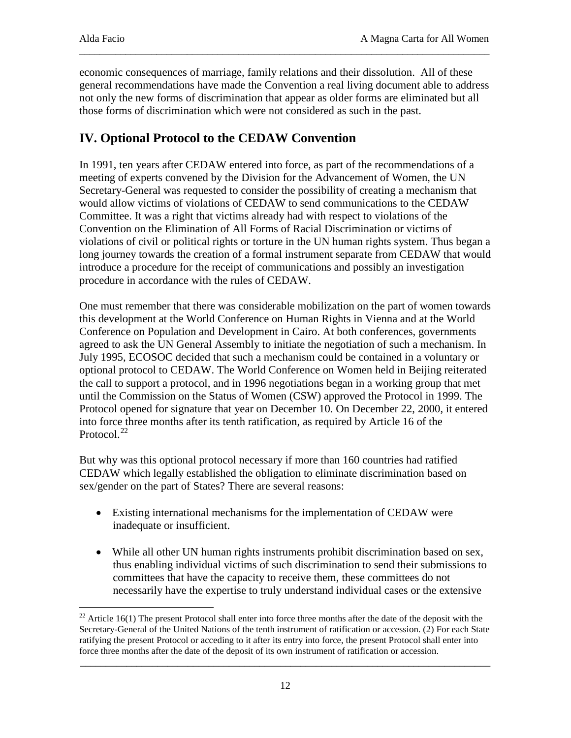economic consequences of marriage, family relations and their dissolution. All of these general recommendations have made the Convention a real living document able to address not only the new forms of discrimination that appear as older forms are eliminated but all those forms of discrimination which were not considered as such in the past.

## IV. Optional Protocol to the CEDAW Convention

In 1991, ten years after CEDAW entered into force, as part of the recommendations of a meeting of experts convened by the Division for the Advancement of Women, the UN Secretary-General was requested to consider the possibility of creating a mechanism that would allow victims of violations of CEDAW to send communications to the CEDAW Committee. It was a right that victims already had with respect to violations of the Convention on the Elimination of All Forms of Racial Discrimination or victims of violations of civil or political rights or torture in the UN human rights system. Thus began a long journey towards the creation of a formal instrument separate from CEDAW that would introduce a procedure for the receipt of communications and possibly an investigation procedure in accordance with the rules of CEDAW.

One must remember that there was considerable mobilization on the part of women towards this development at the World Conference on Human Rights in Vienna and at the World Conference on Population and Development in Cairo. At both conferences, governments agreed to ask the UN General Assembly to initiate the negotiation of such a mechanism. In July 1995, ECOSOC decided that such a mechanism could be contained in a voluntary or optional protocol to CEDAW. The World Conference on Women held in Beijing reiterated the call to support a protocol, and in 1996 negotiations began in a working group that met until the Commission on the Status of Women (CSW) approved the Protocol in 1999. The Protocol opened for signature that year on December 10. On December 22, 2000, it entered into force three months after its tenth ratification, as required by Article 16 of the Protocol.[22]

But why was this optional protocol necessary if more than 160 countries had ratified CEDAW which legally established the obligation to eliminate discrimination based on sex/gender on the part of States? There are several reasons:

- Existing international mechanisms for the implementation of CEDAW were inadequate or insufficient.
- While all other UN human rights instruments prohibit discrimination based on sex, thus enabling individual victims of such discrimination to send their submissions to committees that have the capacity to receive them, these committees do not necessarily have the expertise to truly understand individual cases or the extensive

[22] Article 16(1) The present Protocol shall enter into force three months after the date of the deposit with the Secretary-General of the United Nations of the tenth instrument of ratification or accession. (2) For each State ratifying the present Protocol or acceding to it after its entry into force, the present Protocol shall enter into force three months after the date of the deposit of its own instrument of ratification or accession.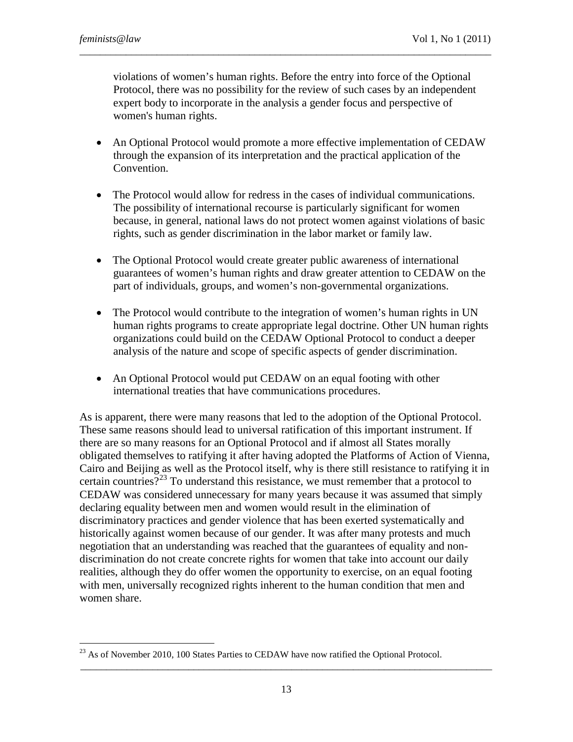violations of women's human rights. Before the entry into force of the Optional Protocol, there was no possibility for the review of such cases by an independent expert body to incorporate in the analysis a gender focus and perspective of women's human rights.

- An Optional Protocol would promote a more effective implementation of CEDAW through the expansion of its interpretation and the practical application of the Convention.
- The Protocol would allow for redress in the cases of individual communications. The possibility of international recourse is particularly significant for women because, in general, national laws do not protect women against violations of basic rights, such as gender discrimination in the labor market or family law.
- The Optional Protocol would create greater public awareness of international guarantees of women's human rights and draw greater attention to CEDAW on the part of individuals, groups, and women's non-governmental organizations.
- The Protocol would contribute to the integration of women's human rights in UN human rights programs to create appropriate legal doctrine. Other UN human rights organizations could build on the CEDAW Optional Protocol to conduct a deeper analysis of the nature and scope of specific aspects of gender discrimination.
- An Optional Protocol would put CEDAW on an equal footing with other international treaties that have communications procedures.

As is apparent, there were many reasons that led to the adoption of the Optional Protocol. These same reasons should lead to universal ratification of this important instrument. If there are so many reasons for an Optional Protocol and if almost all States morally obligated themselves to ratifying it after having adopted the Platforms of Action of Vienna, Cairo and Beijing as well as the Protocol itself, why is there still resistance to ratifying it in certain countries?[23] To understand this resistance, we must remember that a protocol to CEDAW was considered unnecessary for many years because it was assumed that simply declaring equality between men and women would result in the elimination of discriminatory practices and gender violence that has been exerted systematically and historically against women because of our gender. It was after many protests and much negotiation that an understanding was reached that the guarantees of equality and non-discrimination do not create concrete rights for women that take into account our daily realities, although they do offer women the opportunity to exercise, on an equal footing with men, universally recognized rights inherent to the human condition that men and women share.

[23] As of November 2010, 100 States Parties to CEDAW have now ratified the Optional Protocol.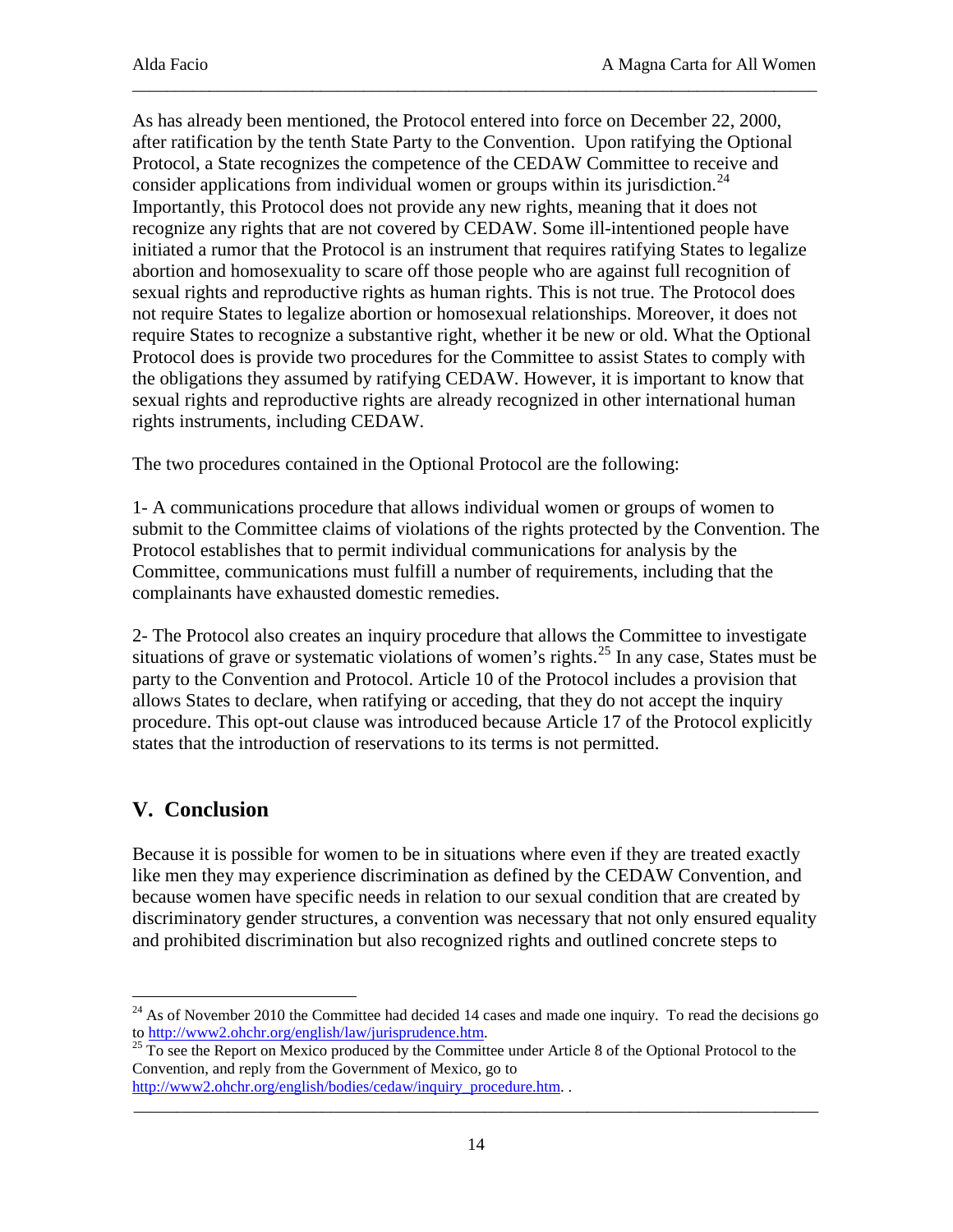As has already been mentioned, the Protocol entered into force on December 22, 2000, after ratification by the tenth State Party to the Convention. Upon ratifying the Optional Protocol, a State recognizes the competence of the CEDAW Committee to receive and consider applications from individual women or groups within its jurisdiction.[24] Importantly, this Protocol does not provide any new rights, meaning that it does not recognize any rights that are not covered by CEDAW. Some ill-intentioned people have initiated a rumor that the Protocol is an instrument that requires ratifying States to legalize abortion and homosexuality to scare off those people who are against full recognition of sexual rights and reproductive rights as human rights. This is not true. The Protocol does not require States to legalize abortion or homosexual relationships. Moreover, it does not require States to recognize a substantive right, whether it be new or old. What the Optional Protocol does is provide two procedures for the Committee to assist States to comply with the obligations they assumed by ratifying CEDAW. However, it is important to know that sexual rights and reproductive rights are already recognized in other international human rights instruments, including CEDAW.

The two procedures contained in the Optional Protocol are the following:

1- A communications procedure that allows individual women or groups of women to submit to the Committee claims of violations of the rights protected by the Convention. The Protocol establishes that to permit individual communications for analysis by the Committee, communications must fulfill a number of requirements, including that the complainants have exhausted domestic remedies.

2- The Protocol also creates an inquiry procedure that allows the Committee to investigate situations of grave or systematic violations of women's rights.[25] In any case, States must be party to the Convention and Protocol. Article 10 of the Protocol includes a provision that allows States to declare, when ratifying or acceding, that they do not accept the inquiry procedure. This opt-out clause was introduced because Article 17 of the Protocol explicitly states that the introduction of reservations to its terms is not permitted.

## V. Conclusion

Because it is possible for women to be in situations where even if they are treated exactly like men they may experience discrimination as defined by the CEDAW Convention, and because women have specific needs in relation to our sexual condition that are created by discriminatory gender structures, a convention was necessary that not only ensured equality and prohibited discrimination but also recognized rights and outlined concrete steps to

---

[24] As of November 2010 the Committee had decided 14 cases and made one inquiry. To read the decisions go to http://www2.ohchr.org/english/law/jurisprudence.htm.

[25] To see the Report on Mexico produced by the Committee under Article 8 of the Optional Protocol to the Convention, and reply from the Government of Mexico, go to http://www2.ohchr.org/english/bodies/cedaw/inquiry_procedure.htm. .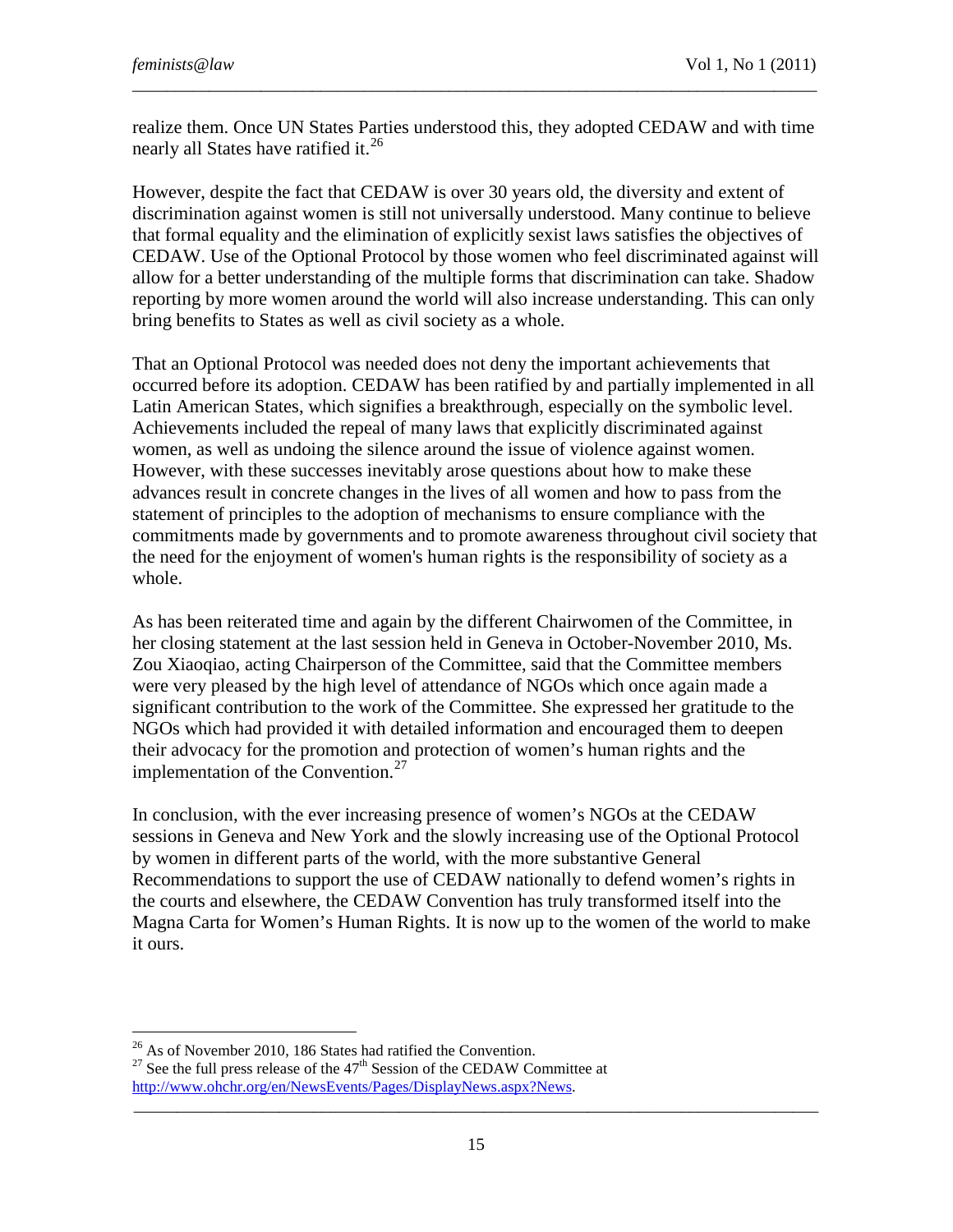realize them. Once UN States Parties understood this, they adopted CEDAW and with time nearly all States have ratified it.[26]

However, despite the fact that CEDAW is over 30 years old, the diversity and extent of discrimination against women is still not universally understood. Many continue to believe that formal equality and the elimination of explicitly sexist laws satisfies the objectives of CEDAW. Use of the Optional Protocol by those women who feel discriminated against will allow for a better understanding of the multiple forms that discrimination can take. Shadow reporting by more women around the world will also increase understanding. This can only bring benefits to States as well as civil society as a whole.

That an Optional Protocol was needed does not deny the important achievements that occurred before its adoption. CEDAW has been ratified by and partially implemented in all Latin American States, which signifies a breakthrough, especially on the symbolic level. Achievements included the repeal of many laws that explicitly discriminated against women, as well as undoing the silence around the issue of violence against women. However, with these successes inevitably arose questions about how to make these advances result in concrete changes in the lives of all women and how to pass from the statement of principles to the adoption of mechanisms to ensure compliance with the commitments made by governments and to promote awareness throughout civil society that the need for the enjoyment of women's human rights is the responsibility of society as a whole.

As has been reiterated time and again by the different Chairwomen of the Committee, in her closing statement at the last session held in Geneva in October-November 2010, Ms. Zou Xiaoqiao, acting Chairperson of the Committee, said that the Committee members were very pleased by the high level of attendance of NGOs which once again made a significant contribution to the work of the Committee. She expressed her gratitude to the NGOs which had provided it with detailed information and encouraged them to deepen their advocacy for the promotion and protection of women's human rights and the implementation of the Convention.[27]

In conclusion, with the ever increasing presence of women's NGOs at the CEDAW sessions in Geneva and New York and the slowly increasing use of the Optional Protocol by women in different parts of the world, with the more substantive General Recommendations to support the use of CEDAW nationally to defend women's rights in the courts and elsewhere, the CEDAW Convention has truly transformed itself into the Magna Carta for Women's Human Rights. It is now up to the women of the world to make it ours.

---

[26] As of November 2010, 186 States had ratified the Convention.

[27] See the full press release of the 47th Session of the CEDAW Committee at http://www.ohchr.org/en/NewsEvents/Pages/DisplayNews.aspx?News.